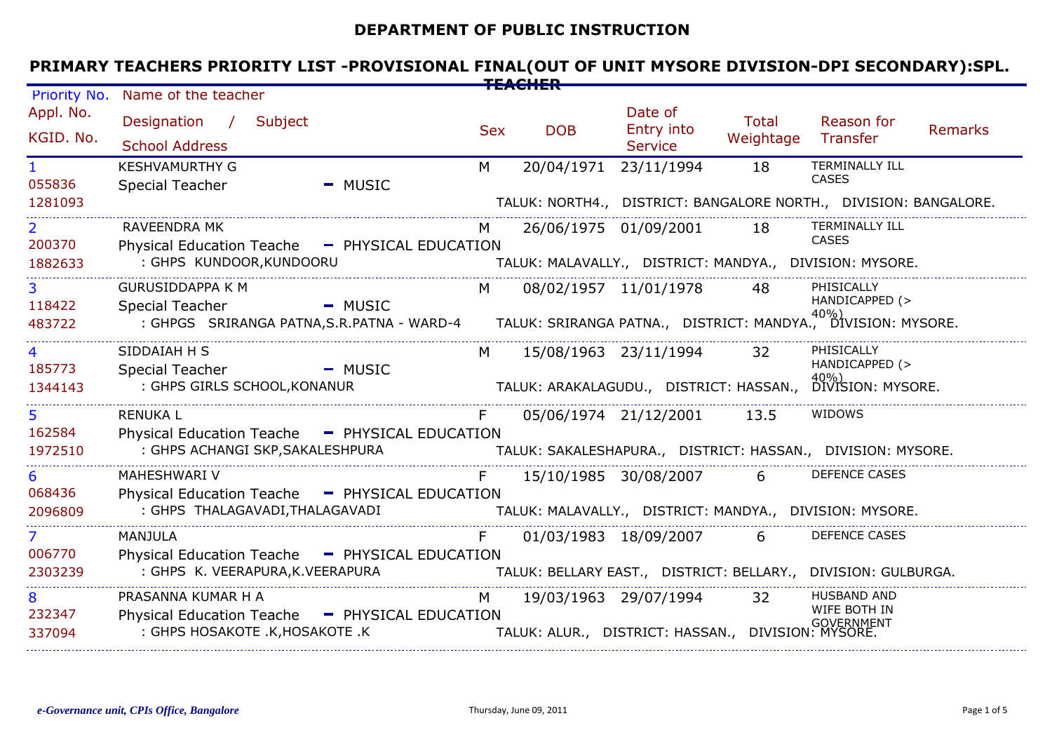# DEPARTMENT OF PUBLIC INSTRUCTION

## PRIMARY TEACHERS PRIORITY LIST -PROVISIONAL FINAL(OUT OF UNIT MYSORE DIVISION-DPI SECONDARY):SPL. TEACHER

| Priority No. / Appl. No. / KGID. No. | Name of the teacher / Designation / Subject / School Address | Sex | DOB | Date of Entry into Service | Total Weightage | Reason for Transfer | Remarks |
|---|---|---|---|---|---|---|---|
| 1<br>055836<br>1281093 | KESHVAMURTHY G<br>Special Teacher - MUSIC<br><br>TALUK: NORTH4., DISTRICT: BANGALORE NORTH., DIVISION: BANGALORE. | M | 20/04/1971 | 23/11/1994 | 18 | TERMINALLY ILL CASES | |
| 2<br>200370<br>1882633 | RAVEENDRA MK<br>Physical Education Teache - PHYSICAL EDUCATION<br>: GHPS KUNDOOR,KUNDOORU<br>TALUK: MALAVALLY., DISTRICT: MANDYA., DIVISION: MYSORE. | M | 26/06/1975 | 01/09/2001 | 18 | TERMINALLY ILL CASES | |
| 3<br>118422<br>483722 | GURUSIDDAPPA K M<br>Special Teacher - MUSIC<br>: GHPGS SRIRANGA PATNA,S.R.PATNA - WARD-4<br>TALUK: SRIRANGA PATNA., DISTRICT: MANDYA., DIVISION: MYSORE. | M | 08/02/1957 | 11/01/1978 | 48 | PHISICALLY HANDICAPPED (> 40%) | |
| 4<br>185773<br>1344143 | SIDDAIAH H S<br>Special Teacher - MUSIC<br>: GHPS GIRLS SCHOOL,KONANUR<br>TALUK: ARAKALAGUDU., DISTRICT: HASSAN., DIVISION: MYSORE. | M | 15/08/1963 | 23/11/1994 | 32 | PHISICALLY HANDICAPPED (> 40%) | |
| 5<br>162584<br>1972510 | RENUKA L<br>Physical Education Teache - PHYSICAL EDUCATION<br>: GHPS ACHANGI SKP,SAKALESHPURA<br>TALUK: SAKALESHAPURA., DISTRICT: HASSAN., DIVISION: MYSORE. | F | 05/06/1974 | 21/12/2001 | 13.5 | WIDOWS | |
| 6<br>068436<br>2096809 | MAHESHWARI V<br>Physical Education Teache - PHYSICAL EDUCATION<br>: GHPS THALAGAVADI,THALAGAVADI<br>TALUK: MALAVALLY., DISTRICT: MANDYA., DIVISION: MYSORE. | F | 15/10/1985 | 30/08/2007 | 6 | DEFENCE CASES | |
| 7<br>006770<br>2303239 | MANJULA<br>Physical Education Teache - PHYSICAL EDUCATION<br>: GHPS K. VEERAPURA,K.VEERAPURA<br>TALUK: BELLARY EAST., DISTRICT: BELLARY., DIVISION: GULBURGA. | F | 01/03/1983 | 18/09/2007 | 6 | DEFENCE CASES | |
| 8<br>232347<br>337094 | PRASANNA KUMAR H A<br>Physical Education Teache - PHYSICAL EDUCATION<br>: GHPS HOSAKOTE .K,HOSAKOTE .K<br>TALUK: ALUR., DISTRICT: HASSAN., DIVISION: MYSORE. | M | 19/03/1963 | 29/07/1994 | 32 | HUSBAND AND WIFE BOTH IN GOVERNMENT | |

*e-Governance unit, CPIs Office, Bangalore*

Thursday, June 09, 2011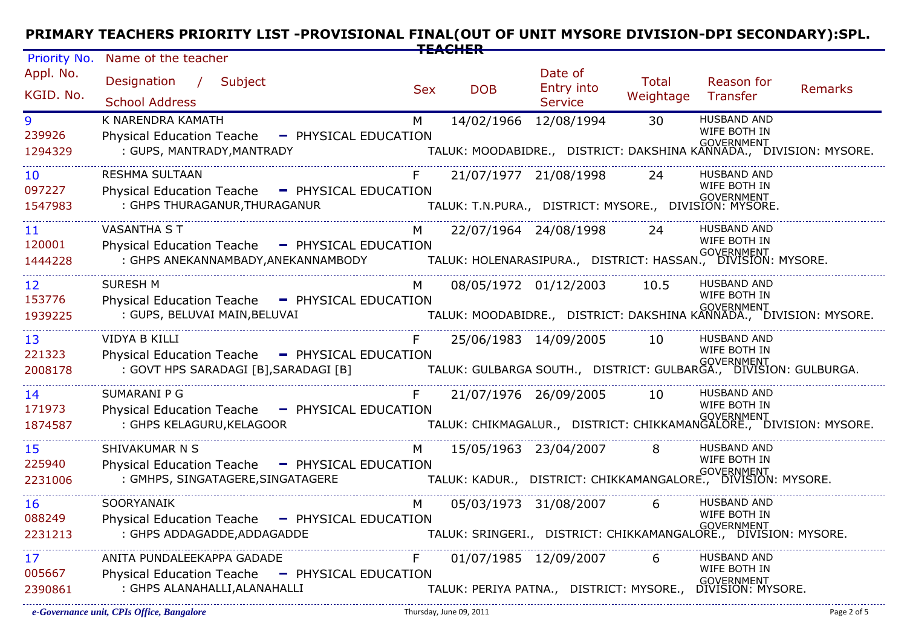# PRIMARY TEACHERS PRIORITY LIST -PROVISIONAL FINAL(OUT OF UNIT MYSORE DIVISION-DPI SECONDARY):SPL. TEACHER

| Priority No. / Appl. No. / KGID. No. | Name of the teacher / Designation / Subject / School Address | Sex | DOB | Date of Entry into Service | Total Weightage | Reason for Transfer | Remarks |
|---|---|---|---|---|---|---|---|
| 9 / 239926 / 1294329 | K NARENDRA KAMATH / Physical Education Teache - PHYSICAL EDUCATION / : GUPS, MANTRADY,MANTRADY TALUK: MOODABIDRE., DISTRICT: DAKSHINA KANNADA., DIVISION: MYSORE. | M | 14/02/1966 | 12/08/1994 | 30 | HUSBAND AND WIFE BOTH IN GOVERNMENT | |
| 10 / 097227 / 1547983 | RESHMA SULTAAN / Physical Education Teache - PHYSICAL EDUCATION / : GHPS THURAGANUR,THURAGANUR TALUK: T.N.PURA., DISTRICT: MYSORE., DIVISION: MYSORE. | F | 21/07/1977 | 21/08/1998 | 24 | HUSBAND AND WIFE BOTH IN GOVERNMENT | |
| 11 / 120001 / 1444228 | VASANTHA S T / Physical Education Teache - PHYSICAL EDUCATION / : GHPS ANEKANNAMBADY,ANEKANNAMBODY TALUK: HOLENARASIPURA., DISTRICT: HASSAN., DIVISION: MYSORE. | M | 22/07/1964 | 24/08/1998 | 24 | HUSBAND AND WIFE BOTH IN GOVERNMENT | |
| 12 / 153776 / 1939225 | SURESH M / Physical Education Teache - PHYSICAL EDUCATION / : GUPS, BELUVAI MAIN,BELUVAI TALUK: MOODABIDRE., DISTRICT: DAKSHINA KANNADA., DIVISION: MYSORE. | M | 08/05/1972 | 01/12/2003 | 10.5 | HUSBAND AND WIFE BOTH IN GOVERNMENT | |
| 13 / 221323 / 2008178 | VIDYA B KILLI / Physical Education Teache - PHYSICAL EDUCATION / : GOVT HPS SARADAGI [B],SARADAGI [B] TALUK: GULBARGA SOUTH., DISTRICT: GULBARGA., DIVISION: GULBURGA. | F | 25/06/1983 | 14/09/2005 | 10 | HUSBAND AND WIFE BOTH IN GOVERNMENT | |
| 14 / 171973 / 1874587 | SUMARANI P G / Physical Education Teache - PHYSICAL EDUCATION / : GHPS KELAGURU,KELAGOOR TALUK: CHIKMAGALUR., DISTRICT: CHIKKAMANGALORE., DIVISION: MYSORE. | F | 21/07/1976 | 26/09/2005 | 10 | HUSBAND AND WIFE BOTH IN GOVERNMENT | |
| 15 / 225940 / 2231006 | SHIVAKUMAR N S / Physical Education Teache - PHYSICAL EDUCATION / : GMHPS, SINGATAGERE,SINGATAGERE TALUK: KADUR., DISTRICT: CHIKKAMANGALORE., DIVISION: MYSORE. | M | 15/05/1963 | 23/04/2007 | 8 | HUSBAND AND WIFE BOTH IN GOVERNMENT | |
| 16 / 088249 / 2231213 | SOORYANAIK / Physical Education Teache - PHYSICAL EDUCATION / : GHPS ADDAGADDE,ADDAGADDE TALUK: SRINGERI., DISTRICT: CHIKKAMANGALORE., DIVISION: MYSORE. | M | 05/03/1973 | 31/08/2007 | 6 | HUSBAND AND WIFE BOTH IN GOVERNMENT | |
| 17 / 005667 / 2390861 | ANITA PUNDALEEKAPPA GADADE / Physical Education Teache - PHYSICAL EDUCATION / : GHPS ALANAHALLI,ALANAHALLI TALUK: PERIYA PATNA., DISTRICT: MYSORE., DIVISION: MYSORE. | F | 01/07/1985 | 12/09/2007 | 6 | HUSBAND AND WIFE BOTH IN GOVERNMENT | |

*e-Governance unit, CPIs Office, Bangalore* — Thursday, June 09, 2011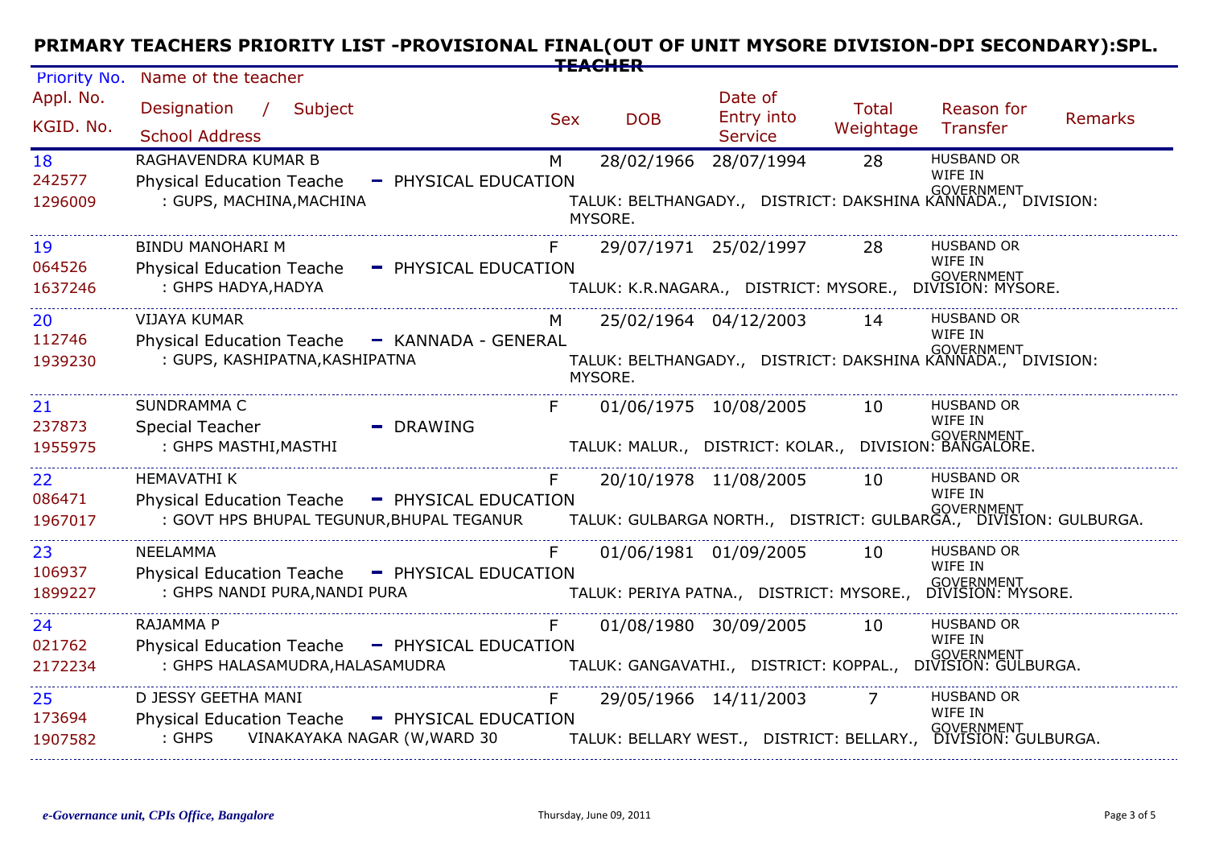# PRIMARY TEACHERS PRIORITY LIST -PROVISIONAL FINAL(OUT OF UNIT MYSORE DIVISION-DPI SECONDARY):SPL. TEACHER

| Priority No. / Appl. No. / KGID. No. | Name of the teacher / Designation / Subject / School Address | Sex | DOB | Date of Entry into Service | Total Weightage | Reason for Transfer | Remarks |
|---|---|---|---|---|---|---|---|
| 18 / 242577 / 1296009 | RAGHAVENDRA KUMAR B / Physical Education Teache - PHYSICAL EDUCATION / : GUPS, MACHINA,MACHINA TALUK: BELTHANGADY., DISTRICT: DAKSHINA KANNADA., DIVISION: MYSORE. | M | 28/02/1966 | 28/07/1994 | 28 | HUSBAND OR WIFE IN GOVERNMENT | |
| 19 / 064526 / 1637246 | BINDU MANOHARI M / Physical Education Teache - PHYSICAL EDUCATION / : GHPS HADYA,HADYA TALUK: K.R.NAGARA., DISTRICT: MYSORE., DIVISION: MYSORE. | F | 29/07/1971 | 25/02/1997 | 28 | HUSBAND OR WIFE IN GOVERNMENT | |
| 20 / 112746 / 1939230 | VIJAYA KUMAR / Physical Education Teache - KANNADA - GENERAL / : GUPS, KASHIPATNA,KASHIPATNA TALUK: BELTHANGADY., DISTRICT: DAKSHINA KANNADA., DIVISION: MYSORE. | M | 25/02/1964 | 04/12/2003 | 14 | HUSBAND OR WIFE IN GOVERNMENT | |
| 21 / 237873 / 1955975 | SUNDRAMMA C / Special Teacher - DRAWING / : GHPS MASTHI,MASTHI TALUK: MALUR., DISTRICT: KOLAR., DIVISION: BANGALORE. | F | 01/06/1975 | 10/08/2005 | 10 | HUSBAND OR WIFE IN GOVERNMENT | |
| 22 / 086471 / 1967017 | HEMAVATHI K / Physical Education Teache - PHYSICAL EDUCATION / : GOVT HPS BHUPAL TEGUNUR,BHUPAL TEGANUR TALUK: GULBARGA NORTH., DISTRICT: GULBARGA., DIVISION: GULBURGA. | F | 20/10/1978 | 11/08/2005 | 10 | HUSBAND OR WIFE IN GOVERNMENT | |
| 23 / 106937 / 1899227 | NEELAMMA / Physical Education Teache - PHYSICAL EDUCATION / : GHPS NANDI PURA,NANDI PURA TALUK: PERIYA PATNA., DISTRICT: MYSORE., DIVISION: MYSORE. | F | 01/06/1981 | 01/09/2005 | 10 | HUSBAND OR WIFE IN GOVERNMENT | |
| 24 / 021762 / 2172234 | RAJAMMA P / Physical Education Teache - PHYSICAL EDUCATION / : GHPS HALASAMUDRA,HALASAMUDRA TALUK: GANGAVATHI., DISTRICT: KOPPAL., DIVISION: GULBURGA. | F | 01/08/1980 | 30/09/2005 | 10 | HUSBAND OR WIFE IN GOVERNMENT | |
| 25 / 173694 / 1907582 | D JESSY GEETHA MANI / Physical Education Teache - PHYSICAL EDUCATION / : GHPS VINAKAYAKA NAGAR (W,WARD 30 TALUK: BELLARY WEST., DISTRICT: BELLARY., DIVISION: GULBURGA. | F | 29/05/1966 | 14/11/2003 | 7 | HUSBAND OR WIFE IN GOVERNMENT | |

*e-Governance unit, CPIs Office, Bangalore*

Thursday, June 09, 2011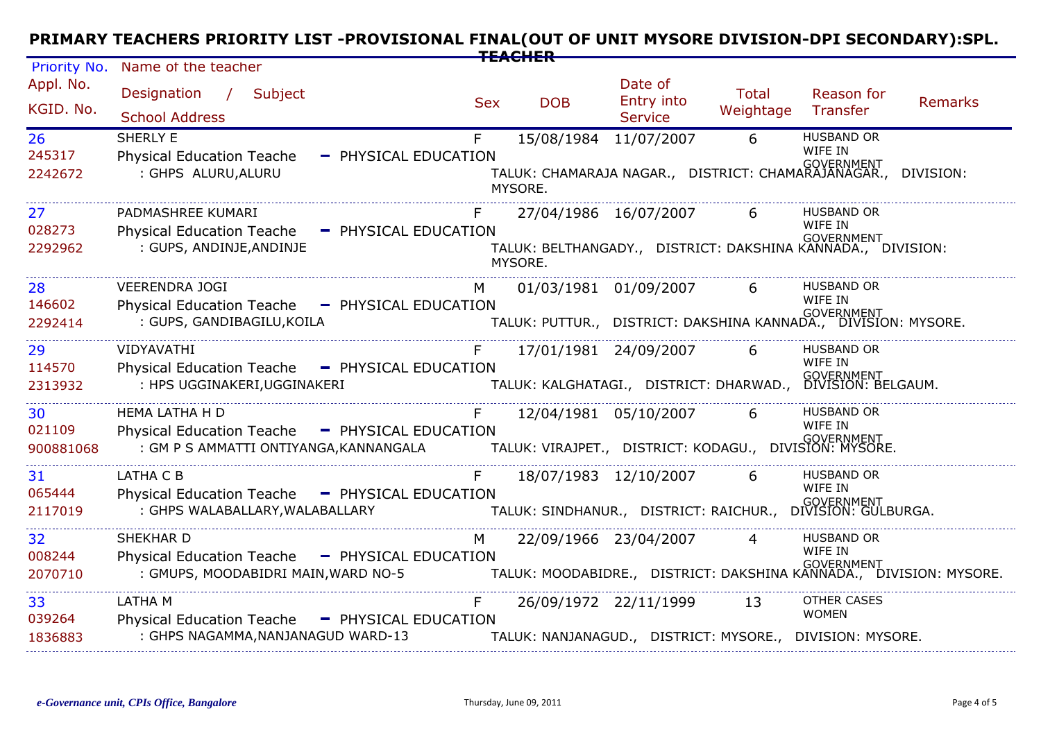# PRIMARY TEACHERS PRIORITY LIST -PROVISIONAL FINAL(OUT OF UNIT MYSORE DIVISION-DPI SECONDARY):SPL. TEACHER

| Priority No. / Appl. No. / KGID. No. | Name of the teacher / Designation / Subject / School Address | Sex | DOB | Date of Entry into Service | Total Weightage | Reason for Transfer | Remarks |
|---|---|---|---|---|---|---|---|
| 26<br>245317<br>2242672 | SHERLY E<br>Physical Education Teache - PHYSICAL EDUCATION<br>: GHPS ALURU,ALURU<br>TALUK: CHAMARAJA NAGAR., DISTRICT: CHAMARAJANAGAR., DIVISION: MYSORE. | F | 15/08/1984 | 11/07/2007 | 6 | HUSBAND OR WIFE IN GOVERNMENT | |
| 27<br>028273<br>2292962 | PADMASHREE KUMARI<br>Physical Education Teache - PHYSICAL EDUCATION<br>: GUPS, ANDINJE,ANDINJE<br>TALUK: BELTHANGADY., DISTRICT: DAKSHINA KANNADA., DIVISION: MYSORE. | F | 27/04/1986 | 16/07/2007 | 6 | HUSBAND OR WIFE IN GOVERNMENT | |
| 28<br>146602<br>2292414 | VEERENDRA JOGI<br>Physical Education Teache - PHYSICAL EDUCATION<br>: GUPS, GANDIBAGILU,KOILA<br>TALUK: PUTTUR., DISTRICT: DAKSHINA KANNADA., DIVISION: MYSORE. | M | 01/03/1981 | 01/09/2007 | 6 | HUSBAND OR WIFE IN GOVERNMENT | |
| 29<br>114570<br>2313932 | VIDYAVATHI<br>Physical Education Teache - PHYSICAL EDUCATION<br>: HPS UGGINAKERI,UGGINAKERI<br>TALUK: KALGHATAGI., DISTRICT: DHARWAD., DIVISION: BELGAUM. | F | 17/01/1981 | 24/09/2007 | 6 | HUSBAND OR WIFE IN GOVERNMENT | |
| 30<br>021109<br>900881068 | HEMA LATHA H D<br>Physical Education Teache - PHYSICAL EDUCATION<br>: GM P S AMMATTI ONTIYANGA,KANNANGALA<br>TALUK: VIRAJPET., DISTRICT: KODAGU., DIVISION: MYSORE. | F | 12/04/1981 | 05/10/2007 | 6 | HUSBAND OR WIFE IN GOVERNMENT | |
| 31<br>065444<br>2117019 | LATHA C B<br>Physical Education Teache - PHYSICAL EDUCATION<br>: GHPS WALABALLARY,WALABALLARY<br>TALUK: SINDHANUR., DISTRICT: RAICHUR., DIVISION: GULBURGA. | F | 18/07/1983 | 12/10/2007 | 6 | HUSBAND OR WIFE IN GOVERNMENT | |
| 32<br>008244<br>2070710 | SHEKHAR D<br>Physical Education Teache - PHYSICAL EDUCATION<br>: GMUPS, MOODABIDRI MAIN,WARD NO-5<br>TALUK: MOODABIDRE., DISTRICT: DAKSHINA KANNADA., DIVISION: MYSORE. | M | 22/09/1966 | 23/04/2007 | 4 | HUSBAND OR WIFE IN GOVERNMENT | |
| 33<br>039264<br>1836883 | LATHA M<br>Physical Education Teache - PHYSICAL EDUCATION<br>: GHPS NAGAMMA,NANJANAGUD WARD-13<br>TALUK: NANJANAGUD., DISTRICT: MYSORE., DIVISION: MYSORE. | F | 26/09/1972 | 22/11/1999 | 13 | OTHER CASES WOMEN | |

*e-Governance unit, CPIs Office, Bangalore* — Thursday, June 09, 2011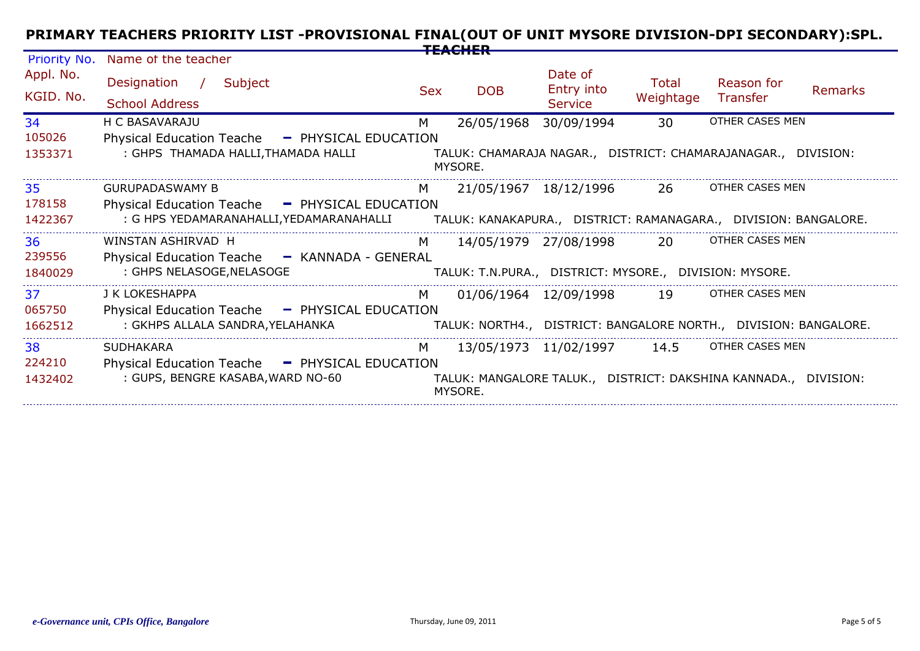# PRIMARY TEACHERS PRIORITY LIST -PROVISIONAL FINAL(OUT OF UNIT MYSORE DIVISION-DPI SECONDARY):SPL. TEACHER

| Priority No. / Appl. No. / KGID. No. | Name of the teacher / Designation / Subject / School Address | Sex | DOB | Date of Entry into Service | Total Weightage | Reason for Transfer | Remarks |
|---|---|---|---|---|---|---|---|
| 34 / 105026 / 1353371 | H C BASAVARAJU / Physical Education Teache - PHYSICAL EDUCATION / : GHPS THAMADA HALLI,THAMADA HALLI TALUK: CHAMARAJA NAGAR., DISTRICT: CHAMARAJANAGAR., DIVISION: MYSORE. | M | 26/05/1968 | 30/09/1994 | 30 | OTHER CASES MEN | |
| 35 / 178158 / 1422367 | GURUPADASWAMY B / Physical Education Teache - PHYSICAL EDUCATION / : G HPS YEDAMARANAHALLI,YEDAMARANAHALLI TALUK: KANAKAPURA., DISTRICT: RAMANAGARA., DIVISION: BANGALORE. | M | 21/05/1967 | 18/12/1996 | 26 | OTHER CASES MEN | |
| 36 / 239556 / 1840029 | WINSTAN ASHIRVAD H / Physical Education Teache - KANNADA - GENERAL / : GHPS NELASOGE,NELASOGE TALUK: T.N.PURA., DISTRICT: MYSORE., DIVISION: MYSORE. | M | 14/05/1979 | 27/08/1998 | 20 | OTHER CASES MEN | |
| 37 / 065750 / 1662512 | J K LOKESHAPPA / Physical Education Teache - PHYSICAL EDUCATION / : GKHPS ALLALA SANDRA,YELAHANKA TALUK: NORTH4., DISTRICT: BANGALORE NORTH., DIVISION: BANGALORE. | M | 01/06/1964 | 12/09/1998 | 19 | OTHER CASES MEN | |
| 38 / 224210 / 1432402 | SUDHAKARA / Physical Education Teache - PHYSICAL EDUCATION / : GUPS, BENGRE KASABA,WARD NO-60 TALUK: MANGALORE TALUK., DISTRICT: DAKSHINA KANNADA., DIVISION: MYSORE. | M | 13/05/1973 | 11/02/1997 | 14.5 | OTHER CASES MEN | |

*e-Governance unit, CPIs Office, Bangalore* Thursday, June 09, 2011